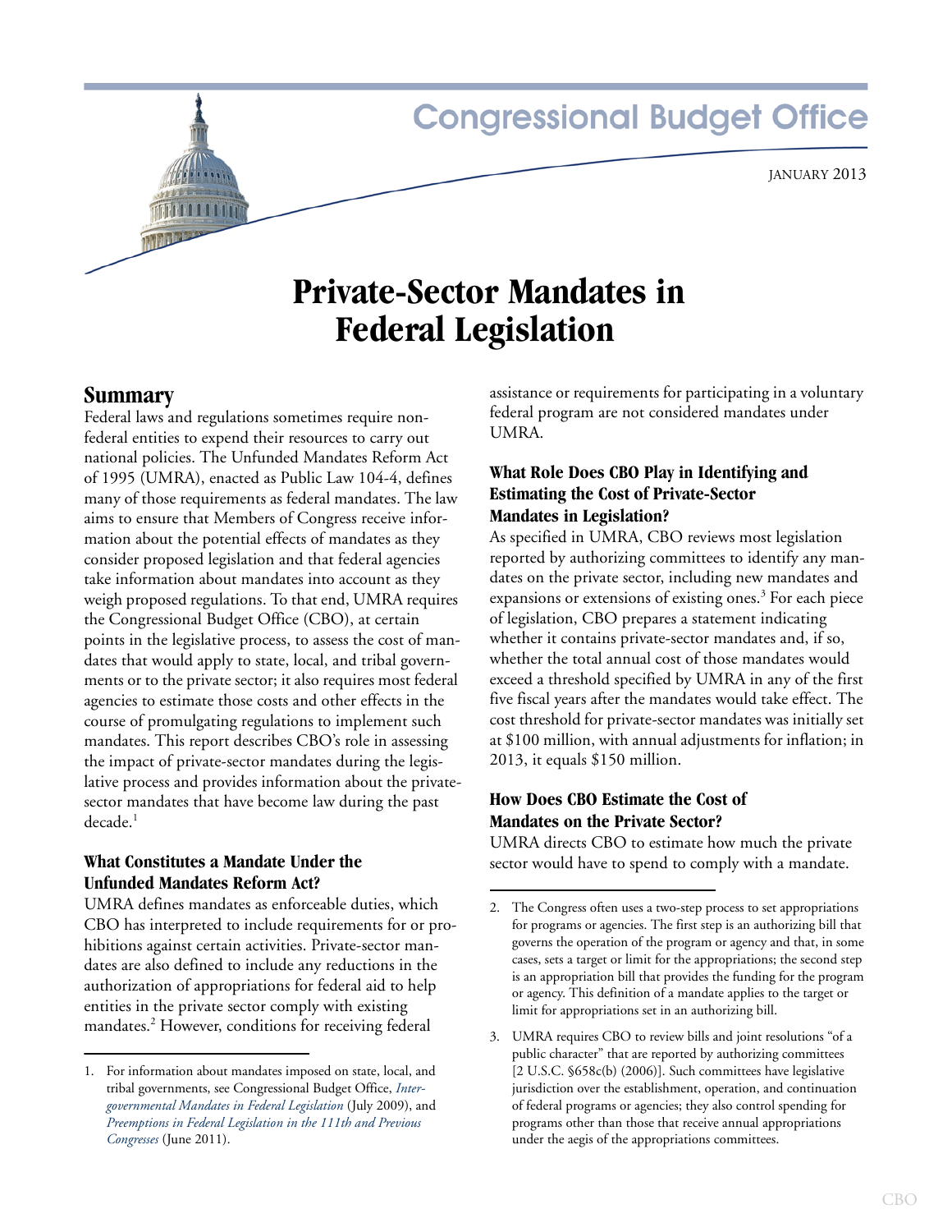# Congressional Budget Office

JANUARY 2013

# Private-Sector Mandates in Federal Legislation

## Summary

Federal laws and regulations sometimes require nonfederal entities to expend their resources to carry out national policies. The Unfunded Mandates Reform Act of 1995 (UMRA), enacted as Public Law 104-4, defines many of those requirements as federal mandates. The law aims to ensure that Members of Congress receive information about the potential effects of mandates as they consider proposed legislation and that federal agencies take information about mandates into account as they weigh proposed regulations. To that end, UMRA requires the Congressional Budget Office (CBO), at certain points in the legislative process, to assess the cost of mandates that would apply to state, local, and tribal governments or to the private sector; it also requires most federal agencies to estimate those costs and other effects in the course of promulgating regulations to implement such mandates. This report describes CBO's role in assessing the impact of private-sector mandates during the legislative process and provides information about the private-sector mandates that have become law during the past decade.[1]

### What Constitutes a Mandate Under the Unfunded Mandates Reform Act?

UMRA defines mandates as enforceable duties, which CBO has interpreted to include requirements for or prohibitions against certain activities. Private-sector mandates are also defined to include any reductions in the authorization of appropriations for federal aid to help entities in the private sector comply with existing mandates.[2] However, conditions for receiving federal assistance or requirements for participating in a voluntary federal program are not considered mandates under UMRA.

### What Role Does CBO Play in Identifying and Estimating the Cost of Private-Sector Mandates in Legislation?

As specified in UMRA, CBO reviews most legislation reported by authorizing committees to identify any mandates on the private sector, including new mandates and expansions or extensions of existing ones.[3] For each piece of legislation, CBO prepares a statement indicating whether it contains private-sector mandates and, if so, whether the total annual cost of those mandates would exceed a threshold specified by UMRA in any of the first five fiscal years after the mandates would take effect. The cost threshold for private-sector mandates was initially set at $100 million, with annual adjustments for inflation; in 2013, it equals $150 million.

### How Does CBO Estimate the Cost of Mandates on the Private Sector?

UMRA directs CBO to estimate how much the private sector would have to spend to comply with a mandate.

---

1. For information about mandates imposed on state, local, and tribal governments, see Congressional Budget Office, *Intergovernmental Mandates in Federal Legislation* (July 2009), and *Preemptions in Federal Legislation in the 111th and Previous Congresses* (June 2011).

2. The Congress often uses a two-step process to set appropriations for programs or agencies. The first step is an authorizing bill that governs the operation of the program or agency and that, in some cases, sets a target or limit for the appropriations; the second step is an appropriation bill that provides the funding for the program or agency. This definition of a mandate applies to the target or limit for appropriations set in an authorizing bill.

3. UMRA requires CBO to review bills and joint resolutions "of a public character" that are reported by authorizing committees [2 U.S.C. §658c(b) (2006)]. Such committees have legislative jurisdiction over the establishment, operation, and continuation of federal programs or agencies; they also control spending for programs other than those that receive annual appropriations under the aegis of the appropriations committees.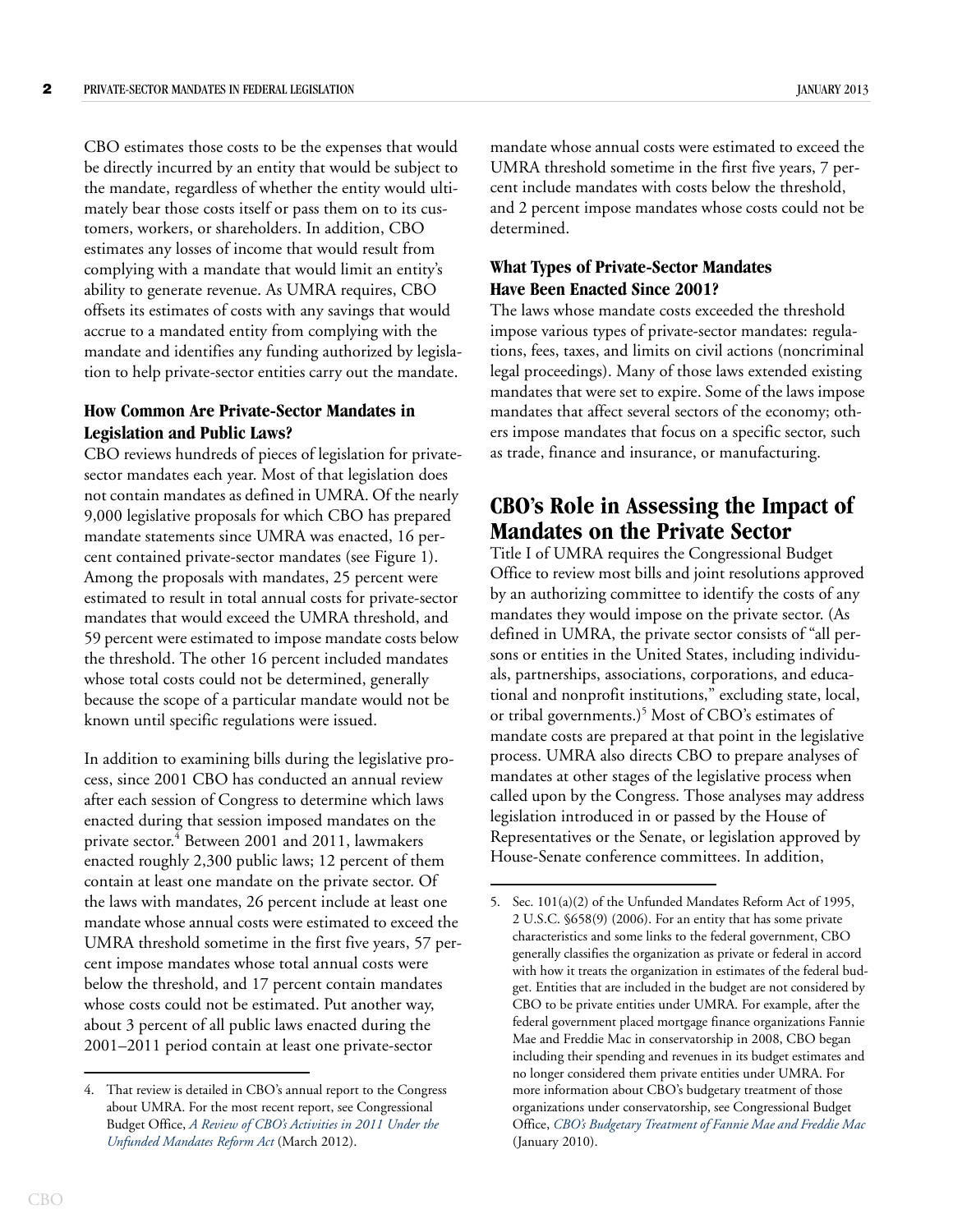CBO estimates those costs to be the expenses that would be directly incurred by an entity that would be subject to the mandate, regardless of whether the entity would ultimately bear those costs itself or pass them on to its customers, workers, or shareholders. In addition, CBO estimates any losses of income that would result from complying with a mandate that would limit an entity's ability to generate revenue. As UMRA requires, CBO offsets its estimates of costs with any savings that would accrue to a mandated entity from complying with the mandate and identifies any funding authorized by legislation to help private-sector entities carry out the mandate.

### How Common Are Private-Sector Mandates in Legislation and Public Laws?

CBO reviews hundreds of pieces of legislation for private-sector mandates each year. Most of that legislation does not contain mandates as defined in UMRA. Of the nearly 9,000 legislative proposals for which CBO has prepared mandate statements since UMRA was enacted, 16 percent contained private-sector mandates (see Figure 1). Among the proposals with mandates, 25 percent were estimated to result in total annual costs for private-sector mandates that would exceed the UMRA threshold, and 59 percent were estimated to impose mandate costs below the threshold. The other 16 percent included mandates whose total costs could not be determined, generally because the scope of a particular mandate would not be known until specific regulations were issued.

In addition to examining bills during the legislative process, since 2001 CBO has conducted an annual review after each session of Congress to determine which laws enacted during that session imposed mandates on the private sector.[4] Between 2001 and 2011, lawmakers enacted roughly 2,300 public laws; 12 percent of them contain at least one mandate on the private sector. Of the laws with mandates, 26 percent include at least one mandate whose annual costs were estimated to exceed the UMRA threshold sometime in the first five years, 57 percent impose mandates whose total annual costs were below the threshold, and 17 percent contain mandates whose costs could not be estimated. Put another way, about 3 percent of all public laws enacted during the 2001–2011 period contain at least one private-sector mandate whose annual costs were estimated to exceed the UMRA threshold sometime in the first five years, 7 percent include mandates with costs below the threshold, and 2 percent impose mandates whose costs could not be determined.

### What Types of Private-Sector Mandates Have Been Enacted Since 2001?

The laws whose mandate costs exceeded the threshold impose various types of private-sector mandates: regulations, fees, taxes, and limits on civil actions (noncriminal legal proceedings). Many of those laws extended existing mandates that were set to expire. Some of the laws impose mandates that affect several sectors of the economy; others impose mandates that focus on a specific sector, such as trade, finance and insurance, or manufacturing.

## CBO's Role in Assessing the Impact of Mandates on the Private Sector

Title I of UMRA requires the Congressional Budget Office to review most bills and joint resolutions approved by an authorizing committee to identify the costs of any mandates they would impose on the private sector. (As defined in UMRA, the private sector consists of "all persons or entities in the United States, including individuals, partnerships, associations, corporations, and educational and nonprofit institutions," excluding state, local, or tribal governments.)[5] Most of CBO's estimates of mandate costs are prepared at that point in the legislative process. UMRA also directs CBO to prepare analyses of mandates at other stages of the legislative process when called upon by the Congress. Those analyses may address legislation introduced in or passed by the House of Representatives or the Senate, or legislation approved by House-Senate conference committees. In addition,

---

4. That review is detailed in CBO's annual report to the Congress about UMRA. For the most recent report, see Congressional Budget Office, *A Review of CBO's Activities in 2011 Under the Unfunded Mandates Reform Act* (March 2012).

5. Sec. 101(a)(2) of the Unfunded Mandates Reform Act of 1995, 2 U.S.C. §658(9) (2006). For an entity that has some private characteristics and some links to the federal government, CBO generally classifies the organization as private or federal in accord with how it treats the organization in estimates of the federal budget. Entities that are included in the budget are not considered by CBO to be private entities under UMRA. For example, after the federal government placed mortgage finance organizations Fannie Mae and Freddie Mac in conservatorship in 2008, CBO began including their spending and revenues in its budget estimates and no longer considered them private entities under UMRA. For more information about CBO's budgetary treatment of those organizations under conservatorship, see Congressional Budget Office, *CBO's Budgetary Treatment of Fannie Mae and Freddie Mac* (January 2010).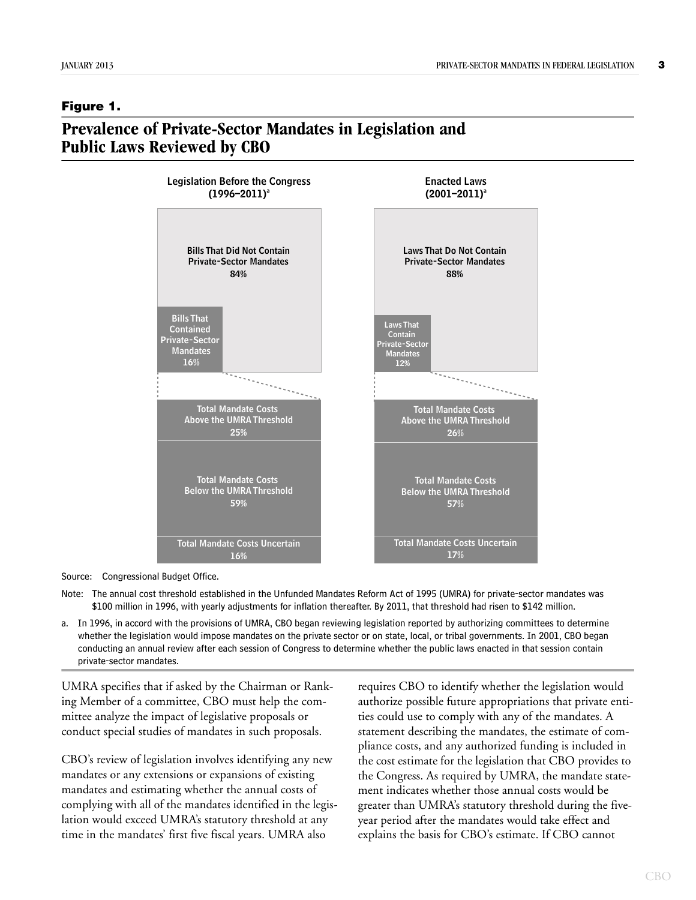**Figure 1.**

## Prevalence of Private-Sector Mandates in Legislation and Public Laws Reviewed by CBO

**Legislation Before the Congress (1996–2011)[a]**

- Bills That Did Not Contain Private-Sector Mandates: 84%
- Bills That Contained Private-Sector Mandates: 16%
  - Total Mandate Costs Above the UMRA Threshold: 25%
  - Total Mandate Costs Below the UMRA Threshold: 59%
  - Total Mandate Costs Uncertain: 16%

**Enacted Laws (2001–2011)[a]**

- Laws That Do Not Contain Private-Sector Mandates: 88%
- Laws That Contain Private-Sector Mandates: 12%
  - Total Mandate Costs Above the UMRA Threshold: 26%
  - Total Mandate Costs Below the UMRA Threshold: 57%
  - Total Mandate Costs Uncertain: 17%

Source: Congressional Budget Office.

Note: The annual cost threshold established in the Unfunded Mandates Reform Act of 1995 (UMRA) for private-sector mandates was $100 million in 1996, with yearly adjustments for inflation thereafter. By 2011, that threshold had risen to $142 million.

a. In 1996, in accord with the provisions of UMRA, CBO began reviewing legislation reported by authorizing committees to determine whether the legislation would impose mandates on the private sector or on state, local, or tribal governments. In 2001, CBO began conducting an annual review after each session of Congress to determine whether the public laws enacted in that session contain private-sector mandates.

UMRA specifies that if asked by the Chairman or Ranking Member of a committee, CBO must help the committee analyze the impact of legislative proposals or conduct special studies of mandates in such proposals.

CBO's review of legislation involves identifying any new mandates or any extensions or expansions of existing mandates and estimating whether the annual costs of complying with all of the mandates identified in the legislation would exceed UMRA's statutory threshold at any time in the mandates' first five fiscal years. UMRA also requires CBO to identify whether the legislation would authorize possible future appropriations that private entities could use to comply with any of the mandates. A statement describing the mandates, the estimate of compliance costs, and any authorized funding is included in the cost estimate for the legislation that CBO provides to the Congress. As required by UMRA, the mandate statement indicates whether those annual costs would be greater than UMRA's statutory threshold during the five-year period after the mandates would take effect and explains the basis for CBO's estimate. If CBO cannot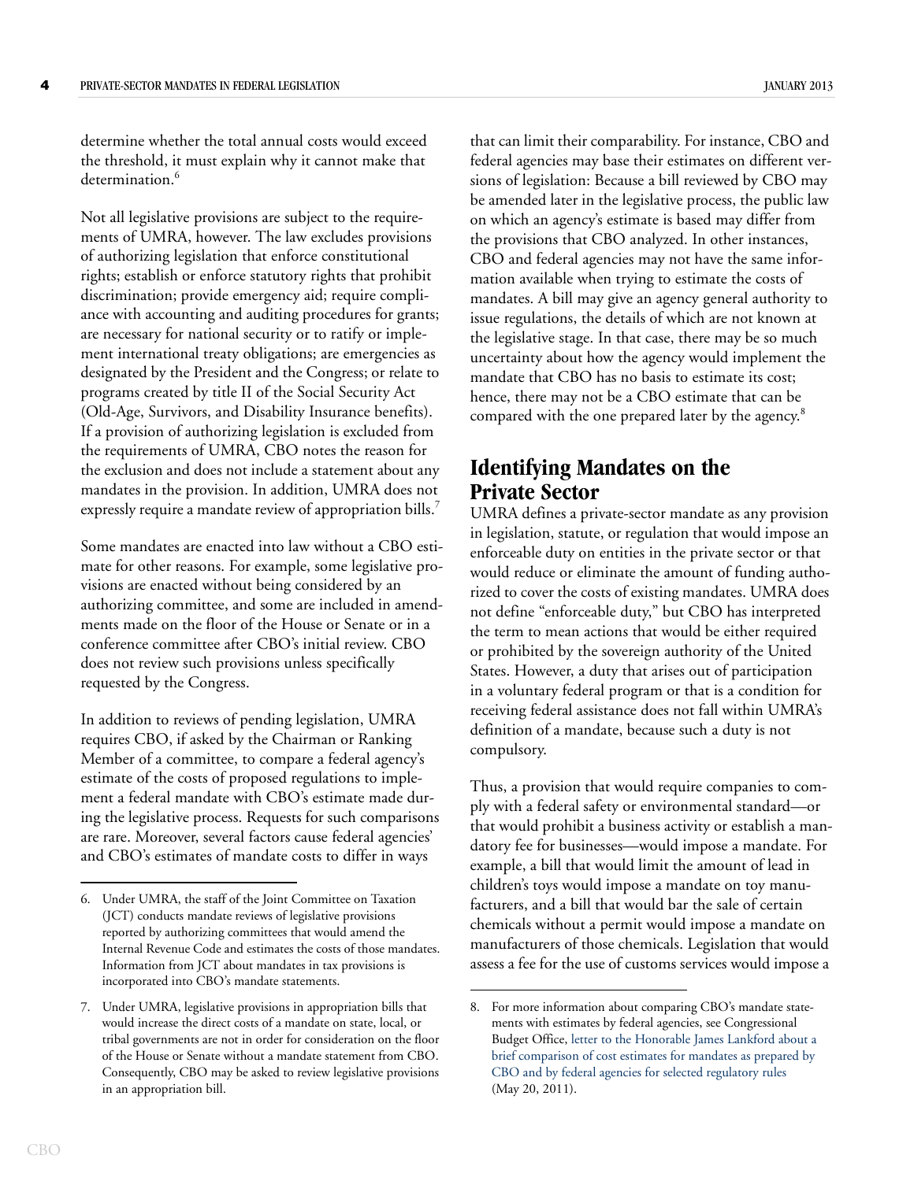determine whether the total annual costs would exceed the threshold, it must explain why it cannot make that determination.[6]

Not all legislative provisions are subject to the requirements of UMRA, however. The law excludes provisions of authorizing legislation that enforce constitutional rights; establish or enforce statutory rights that prohibit discrimination; provide emergency aid; require compliance with accounting and auditing procedures for grants; are necessary for national security or to ratify or implement international treaty obligations; are emergencies as designated by the President and the Congress; or relate to programs created by title II of the Social Security Act (Old-Age, Survivors, and Disability Insurance benefits). If a provision of authorizing legislation is excluded from the requirements of UMRA, CBO notes the reason for the exclusion and does not include a statement about any mandates in the provision. In addition, UMRA does not expressly require a mandate review of appropriation bills.[7]

Some mandates are enacted into law without a CBO estimate for other reasons. For example, some legislative provisions are enacted without being considered by an authorizing committee, and some are included in amendments made on the floor of the House or Senate or in a conference committee after CBO's initial review. CBO does not review such provisions unless specifically requested by the Congress.

In addition to reviews of pending legislation, UMRA requires CBO, if asked by the Chairman or Ranking Member of a committee, to compare a federal agency's estimate of the costs of proposed regulations to implement a federal mandate with CBO's estimate made during the legislative process. Requests for such comparisons are rare. Moreover, several factors cause federal agencies' and CBO's estimates of mandate costs to differ in ways that can limit their comparability. For instance, CBO and federal agencies may base their estimates on different versions of legislation: Because a bill reviewed by CBO may be amended later in the legislative process, the public law on which an agency's estimate is based may differ from the provisions that CBO analyzed. In other instances, CBO and federal agencies may not have the same information available when trying to estimate the costs of mandates. A bill may give an agency general authority to issue regulations, the details of which are not known at the legislative stage. In that case, there may be so much uncertainty about how the agency would implement the mandate that CBO has no basis to estimate its cost; hence, there may not be a CBO estimate that can be compared with the one prepared later by the agency.[8]

## Identifying Mandates on the Private Sector

UMRA defines a private-sector mandate as any provision in legislation, statute, or regulation that would impose an enforceable duty on entities in the private sector or that would reduce or eliminate the amount of funding authorized to cover the costs of existing mandates. UMRA does not define "enforceable duty," but CBO has interpreted the term to mean actions that would be either required or prohibited by the sovereign authority of the United States. However, a duty that arises out of participation in a voluntary federal program or that is a condition for receiving federal assistance does not fall within UMRA's definition of a mandate, because such a duty is not compulsory.

Thus, a provision that would require companies to comply with a federal safety or environmental standard—or that would prohibit a business activity or establish a mandatory fee for businesses—would impose a mandate. For example, a bill that would limit the amount of lead in children's toys would impose a mandate on toy manufacturers, and a bill that would bar the sale of certain chemicals without a permit would impose a mandate on manufacturers of those chemicals. Legislation that would assess a fee for the use of customs services would impose a

---

6. Under UMRA, the staff of the Joint Committee on Taxation (JCT) conducts mandate reviews of legislative provisions reported by authorizing committees that would amend the Internal Revenue Code and estimates the costs of those mandates. Information from JCT about mandates in tax provisions is incorporated into CBO's mandate statements.

7. Under UMRA, legislative provisions in appropriation bills that would increase the direct costs of a mandate on state, local, or tribal governments are not in order for consideration on the floor of the House or Senate without a mandate statement from CBO. Consequently, CBO may be asked to review legislative provisions in an appropriation bill.

8. For more information about comparing CBO's mandate statements with estimates by federal agencies, see Congressional Budget Office, letter to the Honorable James Lankford about a brief comparison of cost estimates for mandates as prepared by CBO and by federal agencies for selected regulatory rules (May 20, 2011).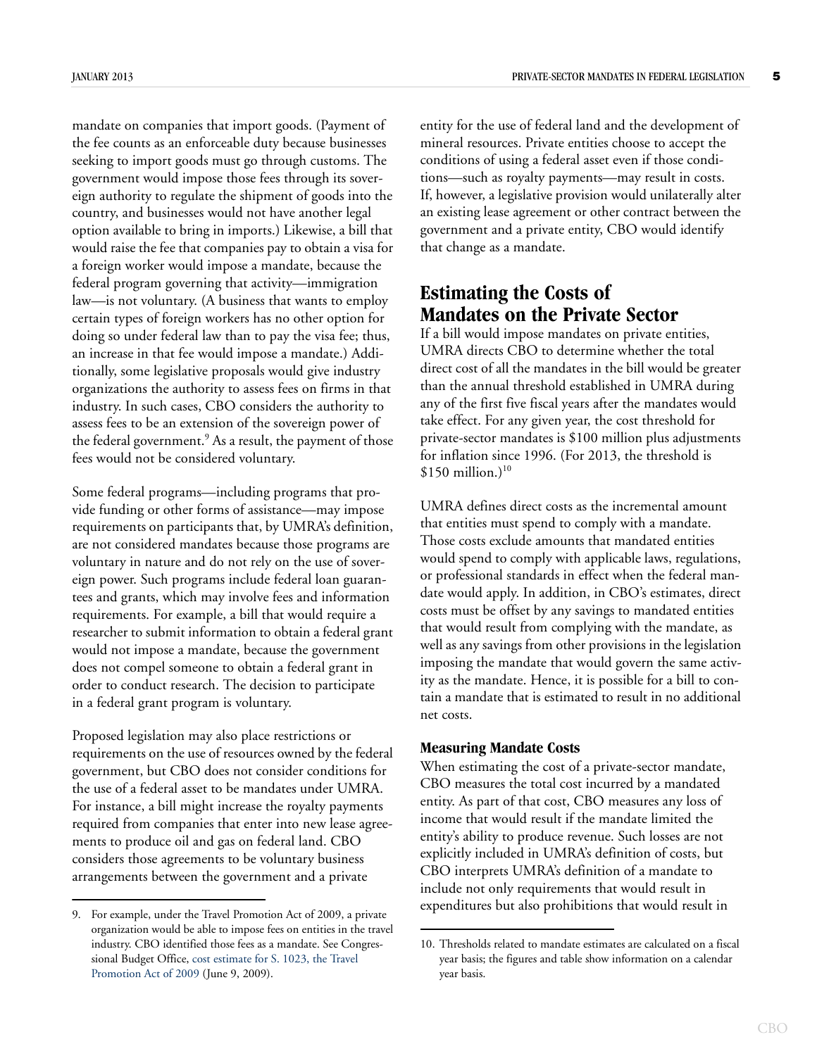mandate on companies that import goods. (Payment of the fee counts as an enforceable duty because businesses seeking to import goods must go through customs. The government would impose those fees through its sovereign authority to regulate the shipment of goods into the country, and businesses would not have another legal option available to bring in imports.) Likewise, a bill that would raise the fee that companies pay to obtain a visa for a foreign worker would impose a mandate, because the federal program governing that activity—immigration law—is not voluntary. (A business that wants to employ certain types of foreign workers has no other option for doing so under federal law than to pay the visa fee; thus, an increase in that fee would impose a mandate.) Additionally, some legislative proposals would give industry organizations the authority to assess fees on firms in that industry. In such cases, CBO considers the authority to assess fees to be an extension of the sovereign power of the federal government.[9] As a result, the payment of those fees would not be considered voluntary.

Some federal programs—including programs that provide funding or other forms of assistance—may impose requirements on participants that, by UMRA's definition, are not considered mandates because those programs are voluntary in nature and do not rely on the use of sovereign power. Such programs include federal loan guarantees and grants, which may involve fees and information requirements. For example, a bill that would require a researcher to submit information to obtain a federal grant would not impose a mandate, because the government does not compel someone to obtain a federal grant in order to conduct research. The decision to participate in a federal grant program is voluntary.

Proposed legislation may also place restrictions or requirements on the use of resources owned by the federal government, but CBO does not consider conditions for the use of a federal asset to be mandates under UMRA. For instance, a bill might increase the royalty payments required from companies that enter into new lease agreements to produce oil and gas on federal land. CBO considers those agreements to be voluntary business arrangements between the government and a private entity for the use of federal land and the development of mineral resources. Private entities choose to accept the conditions of using a federal asset even if those conditions—such as royalty payments—may result in costs. If, however, a legislative provision would unilaterally alter an existing lease agreement or other contract between the government and a private entity, CBO would identify that change as a mandate.

## Estimating the Costs of Mandates on the Private Sector

If a bill would impose mandates on private entities, UMRA directs CBO to determine whether the total direct cost of all the mandates in the bill would be greater than the annual threshold established in UMRA during any of the first five fiscal years after the mandates would take effect. For any given year, the cost threshold for private-sector mandates is $100 million plus adjustments for inflation since 1996. (For 2013, the threshold is $150 million.)[10]

UMRA defines direct costs as the incremental amount that entities must spend to comply with a mandate. Those costs exclude amounts that mandated entities would spend to comply with applicable laws, regulations, or professional standards in effect when the federal mandate would apply. In addition, in CBO's estimates, direct costs must be offset by any savings to mandated entities that would result from complying with the mandate, as well as any savings from other provisions in the legislation imposing the mandate that would govern the same activity as the mandate. Hence, it is possible for a bill to contain a mandate that is estimated to result in no additional net costs.

### Measuring Mandate Costs

When estimating the cost of a private-sector mandate, CBO measures the total cost incurred by a mandated entity. As part of that cost, CBO measures any loss of income that would result if the mandate limited the entity's ability to produce revenue. Such losses are not explicitly included in UMRA's definition of costs, but CBO interprets UMRA's definition of a mandate to include not only requirements that would result in expenditures but also prohibitions that would result in

---

9. For example, under the Travel Promotion Act of 2009, a private organization would be able to impose fees on entities in the travel industry. CBO identified those fees as a mandate. See Congressional Budget Office, cost estimate for S. 1023, the Travel Promotion Act of 2009 (June 9, 2009).

10. Thresholds related to mandate estimates are calculated on a fiscal year basis; the figures and table show information on a calendar year basis.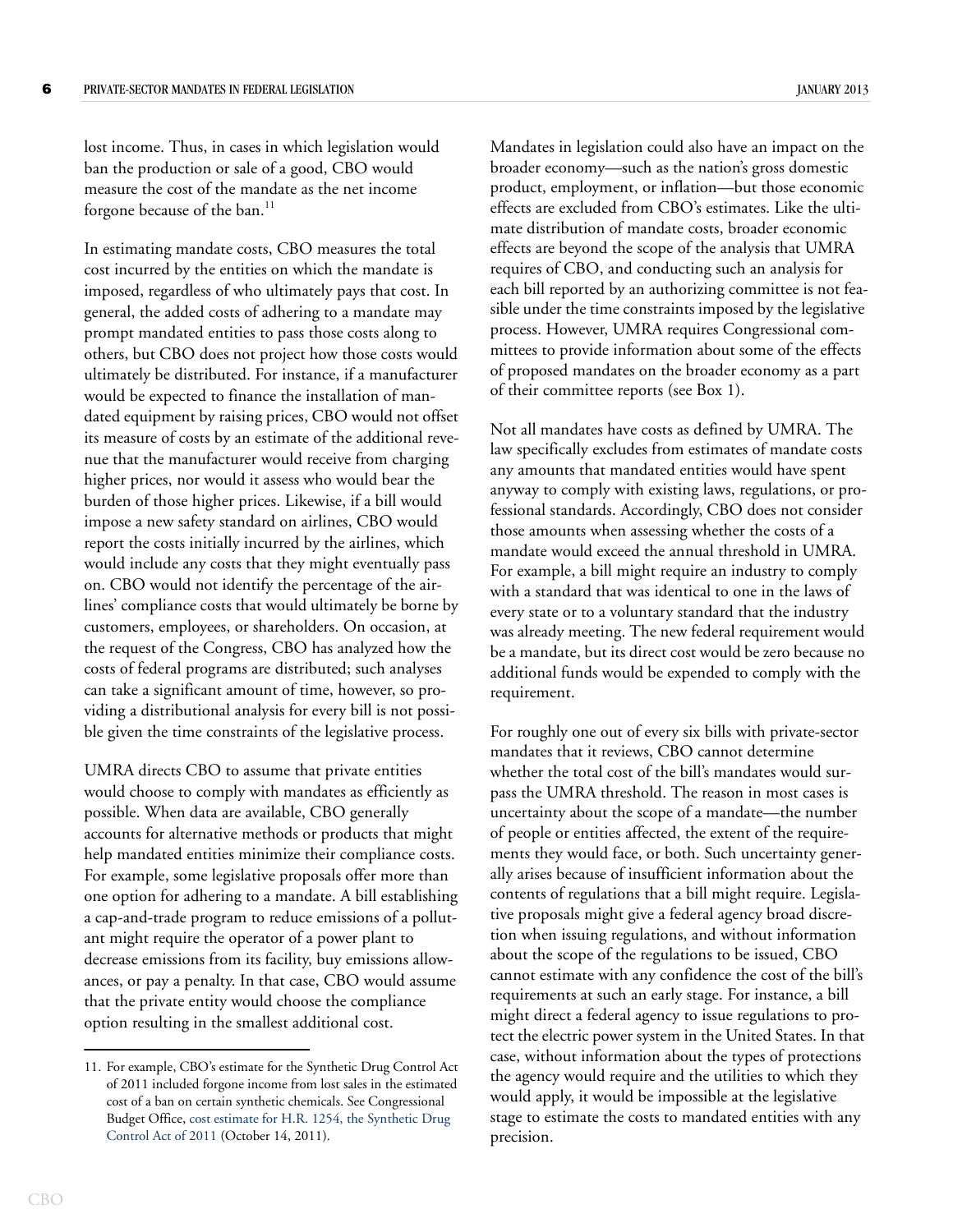lost income. Thus, in cases in which legislation would ban the production or sale of a good, CBO would measure the cost of the mandate as the net income forgone because of the ban.[11]

In estimating mandate costs, CBO measures the total cost incurred by the entities on which the mandate is imposed, regardless of who ultimately pays that cost. In general, the added costs of adhering to a mandate may prompt mandated entities to pass those costs along to others, but CBO does not project how those costs would ultimately be distributed. For instance, if a manufacturer would be expected to finance the installation of mandated equipment by raising prices, CBO would not offset its measure of costs by an estimate of the additional revenue that the manufacturer would receive from charging higher prices, nor would it assess who would bear the burden of those higher prices. Likewise, if a bill would impose a new safety standard on airlines, CBO would report the costs initially incurred by the airlines, which would include any costs that they might eventually pass on. CBO would not identify the percentage of the airlines' compliance costs that would ultimately be borne by customers, employees, or shareholders. On occasion, at the request of the Congress, CBO has analyzed how the costs of federal programs are distributed; such analyses can take a significant amount of time, however, so providing a distributional analysis for every bill is not possible given the time constraints of the legislative process.

UMRA directs CBO to assume that private entities would choose to comply with mandates as efficiently as possible. When data are available, CBO generally accounts for alternative methods or products that might help mandated entities minimize their compliance costs. For example, some legislative proposals offer more than one option for adhering to a mandate. A bill establishing a cap-and-trade program to reduce emissions of a pollutant might require the operator of a power plant to decrease emissions from its facility, buy emissions allowances, or pay a penalty. In that case, CBO would assume that the private entity would choose the compliance option resulting in the smallest additional cost.

Mandates in legislation could also have an impact on the broader economy—such as the nation's gross domestic product, employment, or inflation—but those economic effects are excluded from CBO's estimates. Like the ultimate distribution of mandate costs, broader economic effects are beyond the scope of the analysis that UMRA requires of CBO, and conducting such an analysis for each bill reported by an authorizing committee is not feasible under the time constraints imposed by the legislative process. However, UMRA requires Congressional committees to provide information about some of the effects of proposed mandates on the broader economy as a part of their committee reports (see Box 1).

Not all mandates have costs as defined by UMRA. The law specifically excludes from estimates of mandate costs any amounts that mandated entities would have spent anyway to comply with existing laws, regulations, or professional standards. Accordingly, CBO does not consider those amounts when assessing whether the costs of a mandate would exceed the annual threshold in UMRA. For example, a bill might require an industry to comply with a standard that was identical to one in the laws of every state or to a voluntary standard that the industry was already meeting. The new federal requirement would be a mandate, but its direct cost would be zero because no additional funds would be expended to comply with the requirement.

For roughly one out of every six bills with private-sector mandates that it reviews, CBO cannot determine whether the total cost of the bill's mandates would surpass the UMRA threshold. The reason in most cases is uncertainty about the scope of a mandate—the number of people or entities affected, the extent of the requirements they would face, or both. Such uncertainty generally arises because of insufficient information about the contents of regulations that a bill might require. Legislative proposals might give a federal agency broad discretion when issuing regulations, and without information about the scope of the regulations to be issued, CBO cannot estimate with any confidence the cost of the bill's requirements at such an early stage. For instance, a bill might direct a federal agency to issue regulations to protect the electric power system in the United States. In that case, without information about the types of protections the agency would require and the utilities to which they would apply, it would be impossible at the legislative stage to estimate the costs to mandated entities with any precision.

---

11. For example, CBO's estimate for the Synthetic Drug Control Act of 2011 included forgone income from lost sales in the estimated cost of a ban on certain synthetic chemicals. See Congressional Budget Office, cost estimate for H.R. 1254, the Synthetic Drug Control Act of 2011 (October 14, 2011).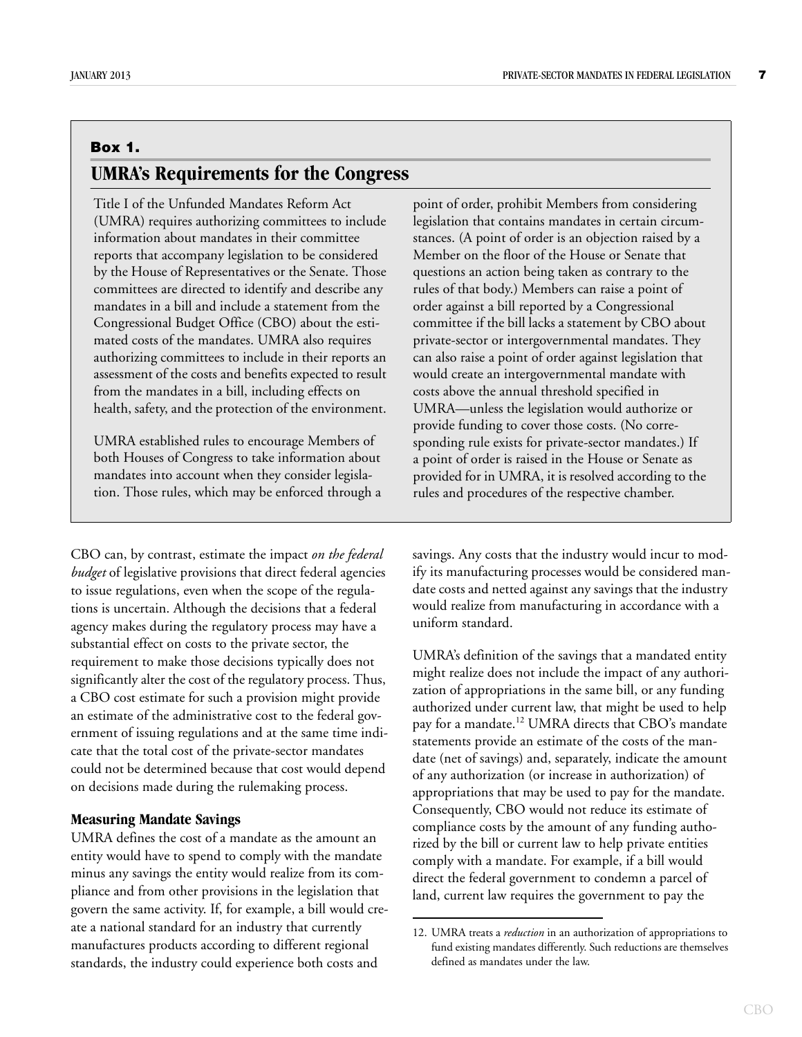## Box 1.

## UMRA's Requirements for the Congress

Title I of the Unfunded Mandates Reform Act (UMRA) requires authorizing committees to include information about mandates in their committee reports that accompany legislation to be considered by the House of Representatives or the Senate. Those committees are directed to identify and describe any mandates in a bill and include a statement from the Congressional Budget Office (CBO) about the estimated costs of the mandates. UMRA also requires authorizing committees to include in their reports an assessment of the costs and benefits expected to result from the mandates in a bill, including effects on health, safety, and the protection of the environment.

UMRA established rules to encourage Members of both Houses of Congress to take information about mandates into account when they consider legislation. Those rules, which may be enforced through a point of order, prohibit Members from considering legislation that contains mandates in certain circumstances. (A point of order is an objection raised by a Member on the floor of the House or Senate that questions an action being taken as contrary to the rules of that body.) Members can raise a point of order against a bill reported by a Congressional committee if the bill lacks a statement by CBO about private-sector or intergovernmental mandates. They can also raise a point of order against legislation that would create an intergovernmental mandate with costs above the annual threshold specified in UMRA—unless the legislation would authorize or provide funding to cover those costs. (No corresponding rule exists for private-sector mandates.) If a point of order is raised in the House or Senate as provided for in UMRA, it is resolved according to the rules and procedures of the respective chamber.

---

CBO can, by contrast, estimate the impact *on the federal budget* of legislative provisions that direct federal agencies to issue regulations, even when the scope of the regulations is uncertain. Although the decisions that a federal agency makes during the regulatory process may have a substantial effect on costs to the private sector, the requirement to make those decisions typically does not significantly alter the cost of the regulatory process. Thus, a CBO cost estimate for such a provision might provide an estimate of the administrative cost to the federal government of issuing regulations and at the same time indicate that the total cost of the private-sector mandates could not be determined because that cost would depend on decisions made during the rulemaking process.

### Measuring Mandate Savings

UMRA defines the cost of a mandate as the amount an entity would have to spend to comply with the mandate minus any savings the entity would realize from its compliance and from other provisions in the legislation that govern the same activity. If, for example, a bill would create a national standard for an industry that currently manufactures products according to different regional standards, the industry could experience both costs and savings. Any costs that the industry would incur to modify its manufacturing processes would be considered mandate costs and netted against any savings that the industry would realize from manufacturing in accordance with a uniform standard.

UMRA's definition of the savings that a mandated entity might realize does not include the impact of any authorization of appropriations in the same bill, or any funding authorized under current law, that might be used to help pay for a mandate.[12] UMRA directs that CBO's mandate statements provide an estimate of the costs of the mandate (net of savings) and, separately, indicate the amount of any authorization (or increase in authorization) of appropriations that may be used to pay for the mandate. Consequently, CBO would not reduce its estimate of compliance costs by the amount of any funding authorized by the bill or current law to help private entities comply with a mandate. For example, if a bill would direct the federal government to condemn a parcel of land, current law requires the government to pay the

---

12. UMRA treats a *reduction* in an authorization of appropriations to fund existing mandates differently. Such reductions are themselves defined as mandates under the law.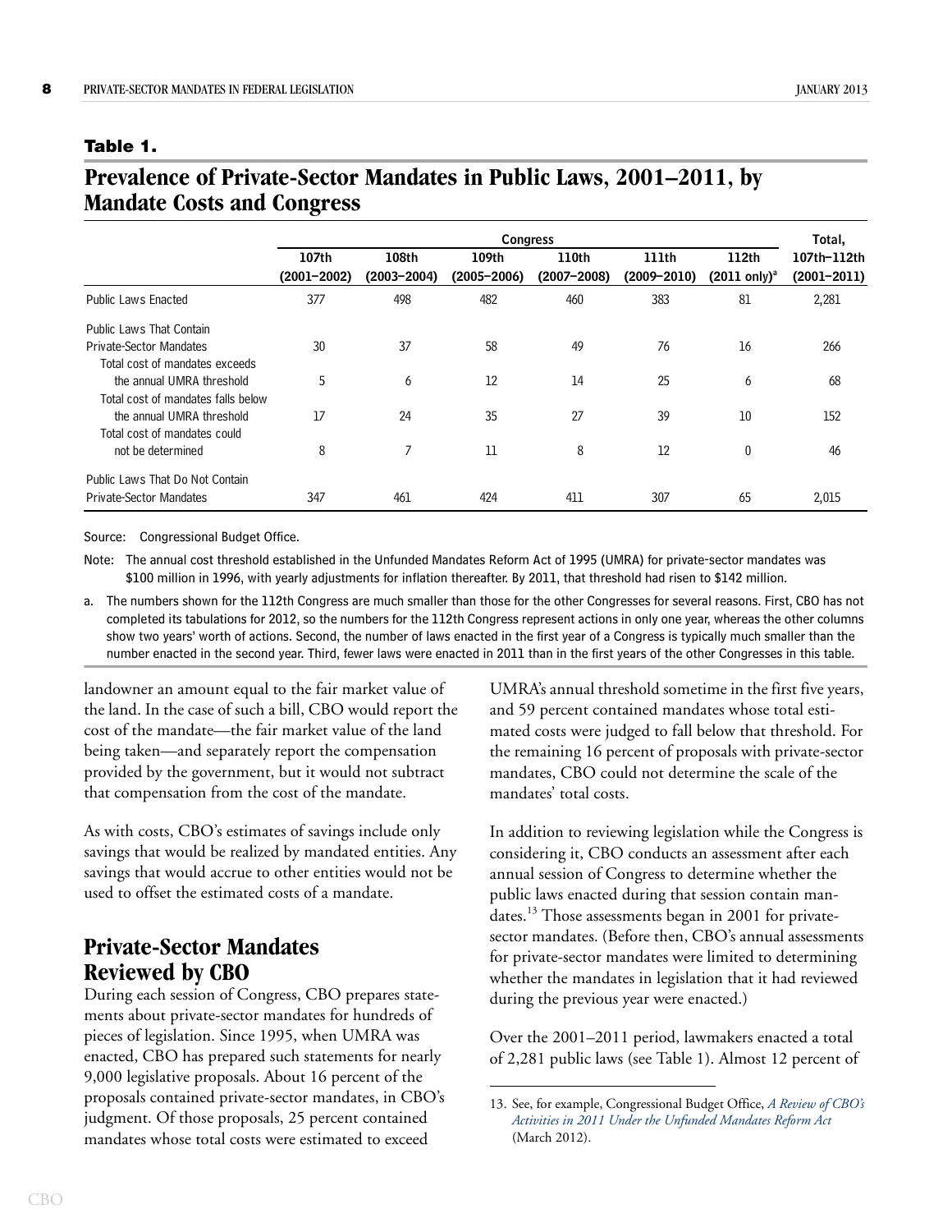**Table 1.**

## Prevalence of Private-Sector Mandates in Public Laws, 2001–2011, by Mandate Costs and Congress

| | Congress | | | | | | Total, |
|---|---|---|---|---|---|---|---|
| | 107th (2001–2002) | 108th (2003–2004) | 109th (2005–2006) | 110th (2007–2008) | 111th (2009–2010) | 112th (2011 only)[a] | 107th–112th (2001–2011) |
| Public Laws Enacted | 377 | 498 | 482 | 460 | 383 | 81 | 2,281 |
| Public Laws That Contain Private-Sector Mandates | 30 | 37 | 58 | 49 | 76 | 16 | 266 |
| Total cost of mandates exceeds the annual UMRA threshold | 5 | 6 | 12 | 14 | 25 | 6 | 68 |
| Total cost of mandates falls below the annual UMRA threshold | 17 | 24 | 35 | 27 | 39 | 10 | 152 |
| Total cost of mandates could not be determined | 8 | 7 | 11 | 8 | 12 | 0 | 46 |
| Public Laws That Do Not Contain Private-Sector Mandates | 347 | 461 | 424 | 411 | 307 | 65 | 2,015 |

Source: Congressional Budget Office.

Note: The annual cost threshold established in the Unfunded Mandates Reform Act of 1995 (UMRA) for private-sector mandates was $100 million in 1996, with yearly adjustments for inflation thereafter. By 2011, that threshold had risen to $142 million.

a. The numbers shown for the 112th Congress are much smaller than those for the other Congresses for several reasons. First, CBO has not completed its tabulations for 2012, so the numbers for the 112th Congress represent actions in only one year, whereas the other columns show two years' worth of actions. Second, the number of laws enacted in the first year of a Congress is typically much smaller than the number enacted in the second year. Third, fewer laws were enacted in 2011 than in the first years of the other Congresses in this table.

landowner an amount equal to the fair market value of the land. In the case of such a bill, CBO would report the cost of the mandate—the fair market value of the land being taken—and separately report the compensation provided by the government, but it would not subtract that compensation from the cost of the mandate.

As with costs, CBO's estimates of savings include only savings that would be realized by mandated entities. Any savings that would accrue to other entities would not be used to offset the estimated costs of a mandate.

## Private-Sector Mandates Reviewed by CBO

During each session of Congress, CBO prepares statements about private-sector mandates for hundreds of pieces of legislation. Since 1995, when UMRA was enacted, CBO has prepared such statements for nearly 9,000 legislative proposals. About 16 percent of the proposals contained private-sector mandates, in CBO's judgment. Of those proposals, 25 percent contained mandates whose total costs were estimated to exceed UMRA's annual threshold sometime in the first five years, and 59 percent contained mandates whose total estimated costs were judged to fall below that threshold. For the remaining 16 percent of proposals with private-sector mandates, CBO could not determine the scale of the mandates' total costs.

In addition to reviewing legislation while the Congress is considering it, CBO conducts an assessment after each annual session of Congress to determine whether the public laws enacted during that session contain mandates.[13] Those assessments began in 2001 for private-sector mandates. (Before then, CBO's annual assessments for private-sector mandates were limited to determining whether the mandates in legislation that it had reviewed during the previous year were enacted.)

Over the 2001–2011 period, lawmakers enacted a total of 2,281 public laws (see Table 1). Almost 12 percent of

13. See, for example, Congressional Budget Office, *A Review of CBO's Activities in 2011 Under the Unfunded Mandates Reform Act* (March 2012).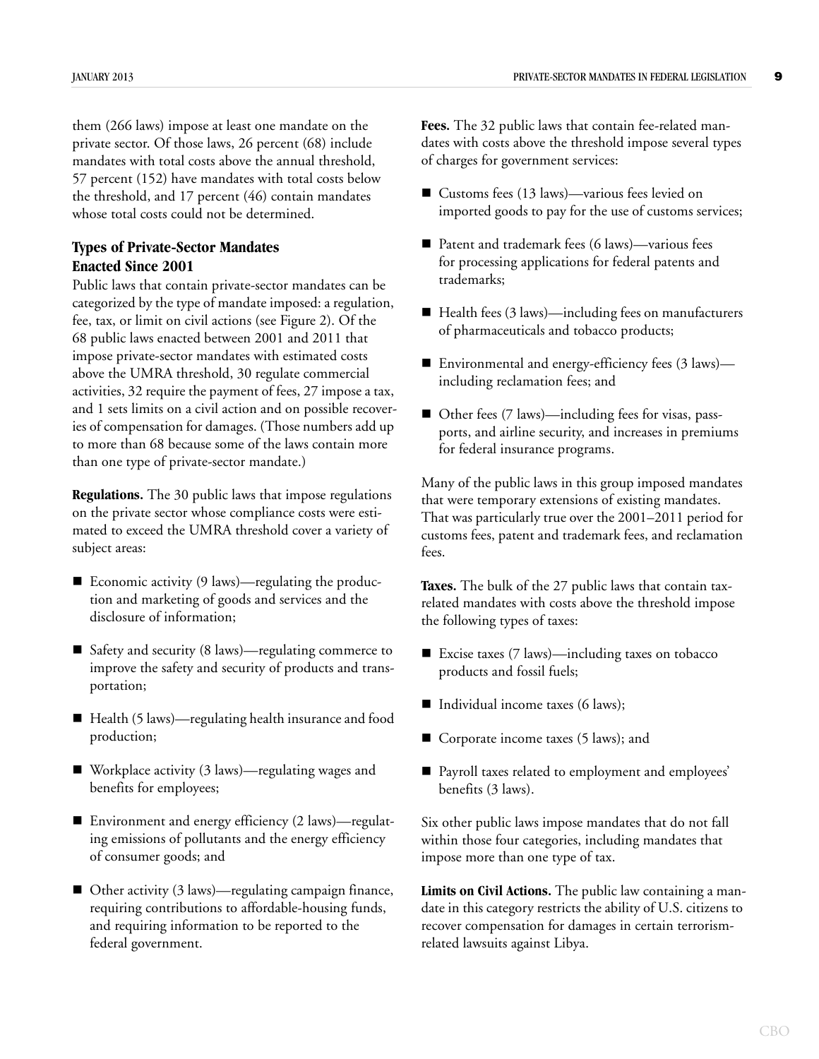them (266 laws) impose at least one mandate on the private sector. Of those laws, 26 percent (68) include mandates with total costs above the annual threshold, 57 percent (152) have mandates with total costs below the threshold, and 17 percent (46) contain mandates whose total costs could not be determined.

## Types of Private-Sector Mandates Enacted Since 2001

Public laws that contain private-sector mandates can be categorized by the type of mandate imposed: a regulation, fee, tax, or limit on civil actions (see Figure 2). Of the 68 public laws enacted between 2001 and 2011 that impose private-sector mandates with estimated costs above the UMRA threshold, 30 regulate commercial activities, 32 require the payment of fees, 27 impose a tax, and 1 sets limits on a civil action and on possible recoveries of compensation for damages. (Those numbers add up to more than 68 because some of the laws contain more than one type of private-sector mandate.)

**Regulations.** The 30 public laws that impose regulations on the private sector whose compliance costs were estimated to exceed the UMRA threshold cover a variety of subject areas:

- Economic activity (9 laws)—regulating the production and marketing of goods and services and the disclosure of information;
- Safety and security (8 laws)—regulating commerce to improve the safety and security of products and transportation;
- Health (5 laws)—regulating health insurance and food production;
- Workplace activity (3 laws)—regulating wages and benefits for employees;
- Environment and energy efficiency (2 laws)—regulating emissions of pollutants and the energy efficiency of consumer goods; and
- Other activity (3 laws)—regulating campaign finance, requiring contributions to affordable-housing funds, and requiring information to be reported to the federal government.

**Fees.** The 32 public laws that contain fee-related mandates with costs above the threshold impose several types of charges for government services:

- Customs fees (13 laws)—various fees levied on imported goods to pay for the use of customs services;
- Patent and trademark fees (6 laws)—various fees for processing applications for federal patents and trademarks;
- Health fees (3 laws)—including fees on manufacturers of pharmaceuticals and tobacco products;
- Environmental and energy-efficiency fees (3 laws)—including reclamation fees; and
- Other fees (7 laws)—including fees for visas, passports, and airline security, and increases in premiums for federal insurance programs.

Many of the public laws in this group imposed mandates that were temporary extensions of existing mandates. That was particularly true over the 2001–2011 period for customs fees, patent and trademark fees, and reclamation fees.

**Taxes.** The bulk of the 27 public laws that contain tax-related mandates with costs above the threshold impose the following types of taxes:

- Excise taxes (7 laws)—including taxes on tobacco products and fossil fuels;
- Individual income taxes (6 laws);
- Corporate income taxes (5 laws); and
- Payroll taxes related to employment and employees' benefits (3 laws).

Six other public laws impose mandates that do not fall within those four categories, including mandates that impose more than one type of tax.

**Limits on Civil Actions.** The public law containing a mandate in this category restricts the ability of U.S. citizens to recover compensation for damages in certain terrorism-related lawsuits against Libya.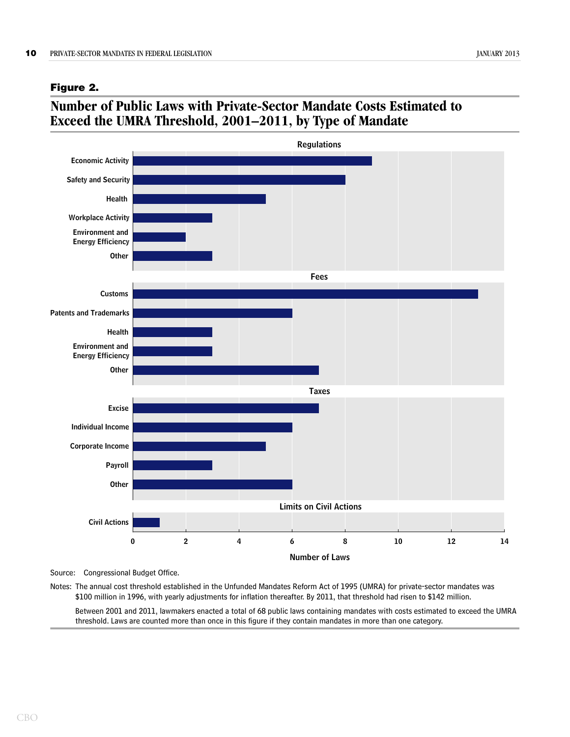**Figure 2.**

## Number of Public Laws with Private-Sector Mandate Costs Estimated to Exceed the UMRA Threshold, 2001–2011, by Type of Mandate

| Type of Mandate | Number of Laws |
|---|---|
| **Regulations** | |
| Economic Activity | 9 |
| Safety and Security | 8 |
| Health | 5 |
| Workplace Activity | 3 |
| Environment and Energy Efficiency | 2 |
| Other | 3 |
| **Fees** | |
| Customs | 13 |
| Patents and Trademarks | 6 |
| Health | 3 |
| Environment and Energy Efficiency | 3 |
| Other | 7 |
| **Taxes** | |
| Excise | 7 |
| Individual Income | 6 |
| Corporate Income | 5 |
| Payroll | 3 |
| Other | 6 |
| **Limits on Civil Actions** | |
| Civil Actions | 1 |

Source: Congressional Budget Office.

Notes: The annual cost threshold established in the Unfunded Mandates Reform Act of 1995 (UMRA) for private-sector mandates was $100 million in 1996, with yearly adjustments for inflation thereafter. By 2011, that threshold had risen to $142 million.

Between 2001 and 2011, lawmakers enacted a total of 68 public laws containing mandates with costs estimated to exceed the UMRA threshold. Laws are counted more than once in this figure if they contain mandates in more than one category.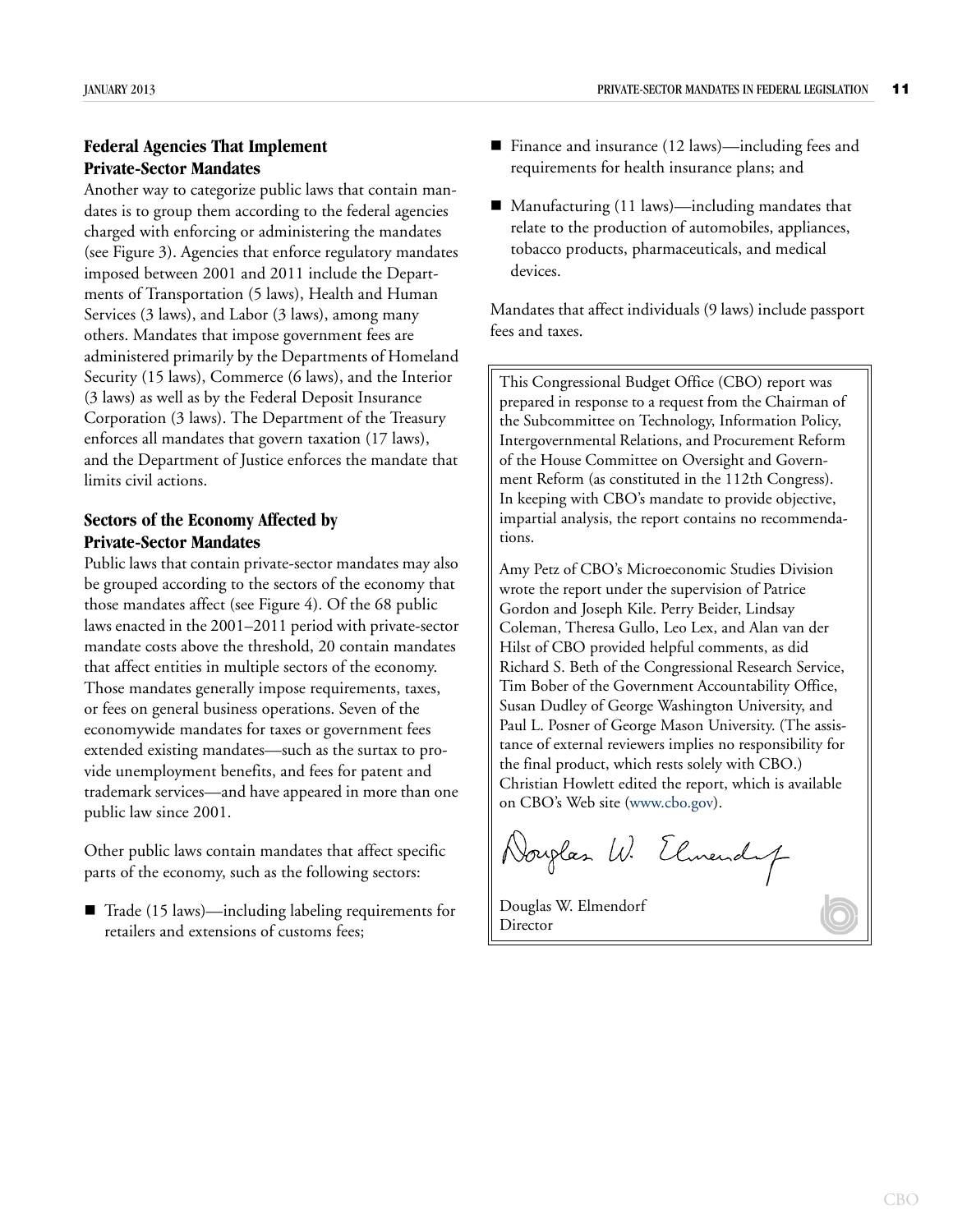## Federal Agencies That Implement Private-Sector Mandates

Another way to categorize public laws that contain mandates is to group them according to the federal agencies charged with enforcing or administering the mandates (see Figure 3). Agencies that enforce regulatory mandates imposed between 2001 and 2011 include the Departments of Transportation (5 laws), Health and Human Services (3 laws), and Labor (3 laws), among many others. Mandates that impose government fees are administered primarily by the Departments of Homeland Security (15 laws), Commerce (6 laws), and the Interior (3 laws) as well as by the Federal Deposit Insurance Corporation (3 laws). The Department of the Treasury enforces all mandates that govern taxation (17 laws), and the Department of Justice enforces the mandate that limits civil actions.

## Sectors of the Economy Affected by Private-Sector Mandates

Public laws that contain private-sector mandates may also be grouped according to the sectors of the economy that those mandates affect (see Figure 4). Of the 68 public laws enacted in the 2001–2011 period with private-sector mandate costs above the threshold, 20 contain mandates that affect entities in multiple sectors of the economy. Those mandates generally impose requirements, taxes, or fees on general business operations. Seven of the economywide mandates for taxes or government fees extended existing mandates—such as the surtax to provide unemployment benefits, and fees for patent and trademark services—and have appeared in more than one public law since 2001.

Other public laws contain mandates that affect specific parts of the economy, such as the following sectors:

- Trade (15 laws)—including labeling requirements for retailers and extensions of customs fees;
- Finance and insurance (12 laws)—including fees and requirements for health insurance plans; and
- Manufacturing (11 laws)—including mandates that relate to the production of automobiles, appliances, tobacco products, pharmaceuticals, and medical devices.

Mandates that affect individuals (9 laws) include passport fees and taxes.

---

This Congressional Budget Office (CBO) report was prepared in response to a request from the Chairman of the Subcommittee on Technology, Information Policy, Intergovernmental Relations, and Procurement Reform of the House Committee on Oversight and Government Reform (as constituted in the 112th Congress). In keeping with CBO's mandate to provide objective, impartial analysis, the report contains no recommendations.

Amy Petz of CBO's Microeconomic Studies Division wrote the report under the supervision of Patrice Gordon and Joseph Kile. Perry Beider, Lindsay Coleman, Theresa Gullo, Leo Lex, and Alan van der Hilst of CBO provided helpful comments, as did Richard S. Beth of the Congressional Research Service, Tim Bober of the Government Accountability Office, Susan Dudley of George Washington University, and Paul L. Posner of George Mason University. (The assistance of external reviewers implies no responsibility for the final product, which rests solely with CBO.) Christian Howlett edited the report, which is available on CBO's Web site (www.cbo.gov).

Douglas W. Elmendorf
Director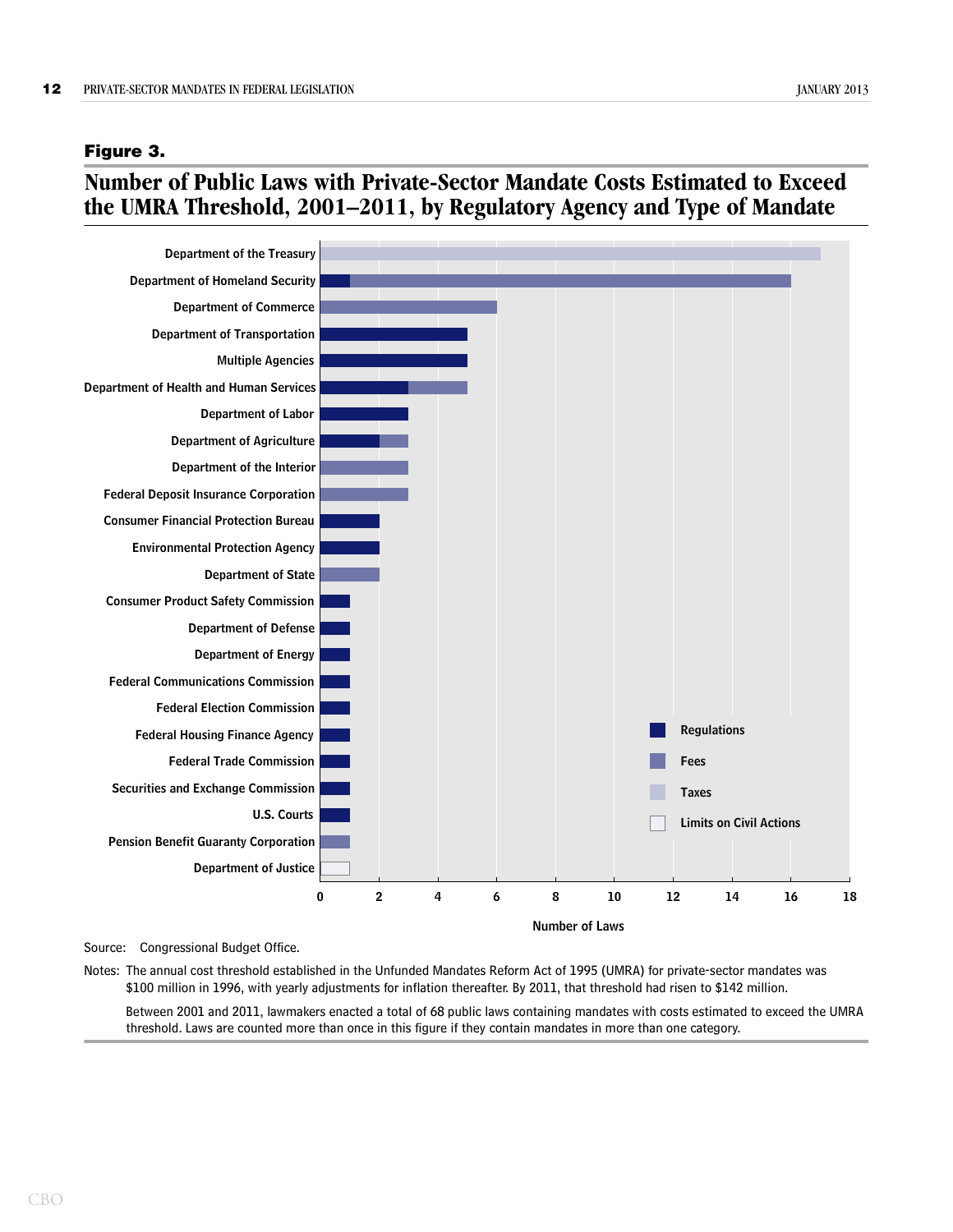## Figure 3.

## Number of Public Laws with Private-Sector Mandate Costs Estimated to Exceed the UMRA Threshold, 2001–2011, by Regulatory Agency and Type of Mandate

| Agency | Regulations | Fees | Taxes | Limits on Civil Actions |
|---|---|---|---|---|
| Department of the Treasury | | | 17 | |
| Department of Homeland Security | 1 | 15 | | |
| Department of Commerce | | 6 | | |
| Department of Transportation | 5 | | | |
| Multiple Agencies | 5 | | | |
| Department of Health and Human Services | 3 | 2 | | |
| Department of Labor | 3 | | | |
| Department of Agriculture | 2 | 1 | | |
| Department of the Interior | | 3 | | |
| Federal Deposit Insurance Corporation | | 3 | | |
| Consumer Financial Protection Bureau | 2 | | | |
| Environmental Protection Agency | 2 | | | |
| Department of State | | 2 | | |
| Consumer Product Safety Commission | 1 | | | |
| Department of Defense | 1 | | | |
| Department of Energy | 1 | | | |
| Federal Communications Commission | 1 | | | |
| Federal Election Commission | 1 | | | |
| Federal Housing Finance Agency | 1 | | | |
| Federal Trade Commission | 1 | | | |
| Securities and Exchange Commission | 1 | | | |
| U.S. Courts | 1 | | | |
| Pension Benefit Guaranty Corporation | | 1 | | |
| Department of Justice | | | | 1 |

Number of Laws

Source: Congressional Budget Office.

Notes: The annual cost threshold established in the Unfunded Mandates Reform Act of 1995 (UMRA) for private-sector mandates was $100 million in 1996, with yearly adjustments for inflation thereafter. By 2011, that threshold had risen to $142 million.

Between 2001 and 2011, lawmakers enacted a total of 68 public laws containing mandates with costs estimated to exceed the UMRA threshold. Laws are counted more than once in this figure if they contain mandates in more than one category.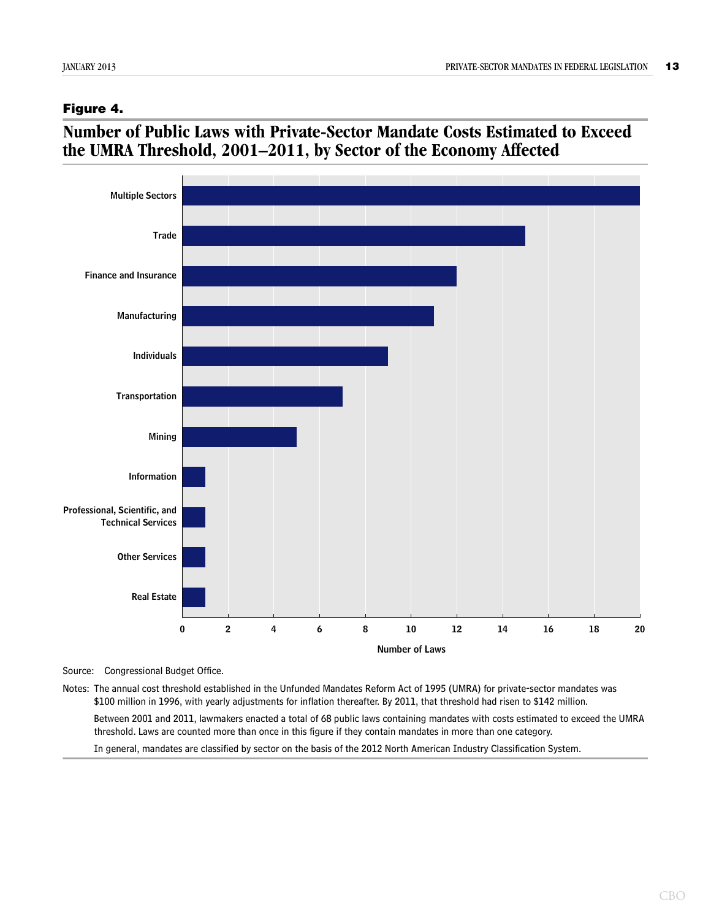**Figure 4.**

## Number of Public Laws with Private-Sector Mandate Costs Estimated to Exceed the UMRA Threshold, 2001–2011, by Sector of the Economy Affected

Multiple Sectors

Trade

Finance and Insurance

Manufacturing

Individuals

Transportation

Mining

Information

Professional, Scientific, and Technical Services

Other Services

Real Estate

0 2 4 6 8 10 12 14 16 18 20

Number of Laws

Source: Congressional Budget Office.

Notes: The annual cost threshold established in the Unfunded Mandates Reform Act of 1995 (UMRA) for private-sector mandates was $100 million in 1996, with yearly adjustments for inflation thereafter. By 2011, that threshold had risen to $142 million.

Between 2001 and 2011, lawmakers enacted a total of 68 public laws containing mandates with costs estimated to exceed the UMRA threshold. Laws are counted more than once in this figure if they contain mandates in more than one category.

In general, mandates are classified by sector on the basis of the 2012 North American Industry Classification System.